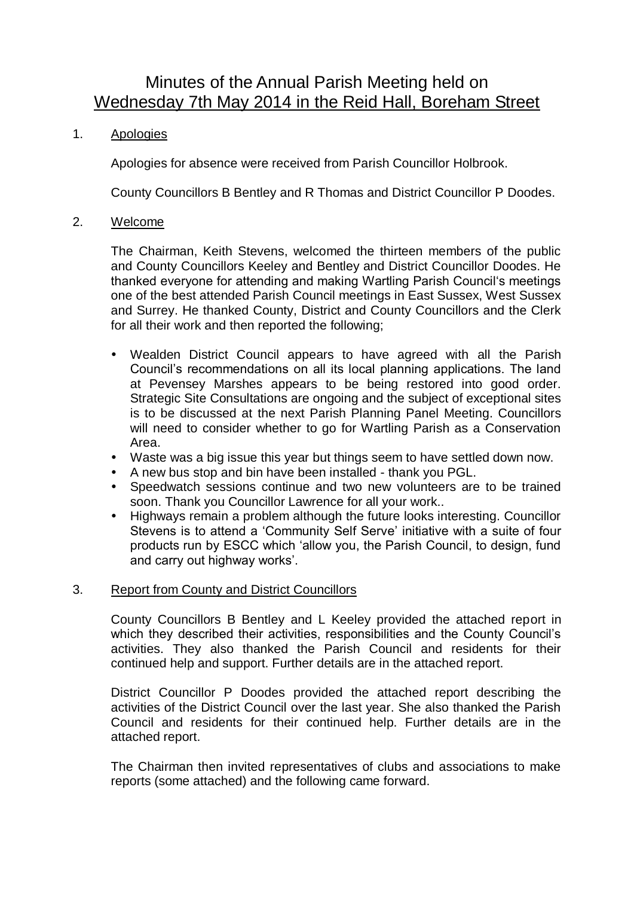# Minutes of the Annual Parish Meeting held on Wednesday 7th May 2014 in the Reid Hall, Boreham Street

1. Apologies

   Apologies for absence were received from Parish Councillor Holbrook.

   County Councillors B Bentley and R Thomas and District Councillor P Doodes.

2. Welcome

   The Chairman, Keith Stevens, welcomed the thirteen members of the public and County Councillors Keeley and Bentley and District Councillor Doodes. He thanked everyone for attending and making Wartling Parish Council's meetings one of the best attended Parish Council meetings in East Sussex, West Sussex and Surrey. He thanked County, District and County Councillors and the Clerk for all their work and then reported the following;

   - Wealden District Council appears to have agreed with all the Parish Council's recommendations on all its local planning applications. The land at Pevensey Marshes appears to be being restored into good order. Strategic Site Consultations are ongoing and the subject of exceptional sites is to be discussed at the next Parish Planning Panel Meeting. Councillors will need to consider whether to go for Wartling Parish as a Conservation Area.
   - Waste was a big issue this year but things seem to have settled down now.
   - A new bus stop and bin have been installed - thank you PGL.
   - Speedwatch sessions continue and two new volunteers are to be trained soon. Thank you Councillor Lawrence for all your work..
   - Highways remain a problem although the future looks interesting. Councillor Stevens is to attend a 'Community Self Serve' initiative with a suite of four products run by ESCC which 'allow you, the Parish Council, to design, fund and carry out highway works'.

3. Report from County and District Councillors

   County Councillors B Bentley and L Keeley provided the attached report in which they described their activities, responsibilities and the County Council's activities. They also thanked the Parish Council and residents for their continued help and support. Further details are in the attached report.

   District Councillor P Doodes provided the attached report describing the activities of the District Council over the last year. She also thanked the Parish Council and residents for their continued help. Further details are in the attached report.

   The Chairman then invited representatives of clubs and associations to make reports (some attached) and the following came forward.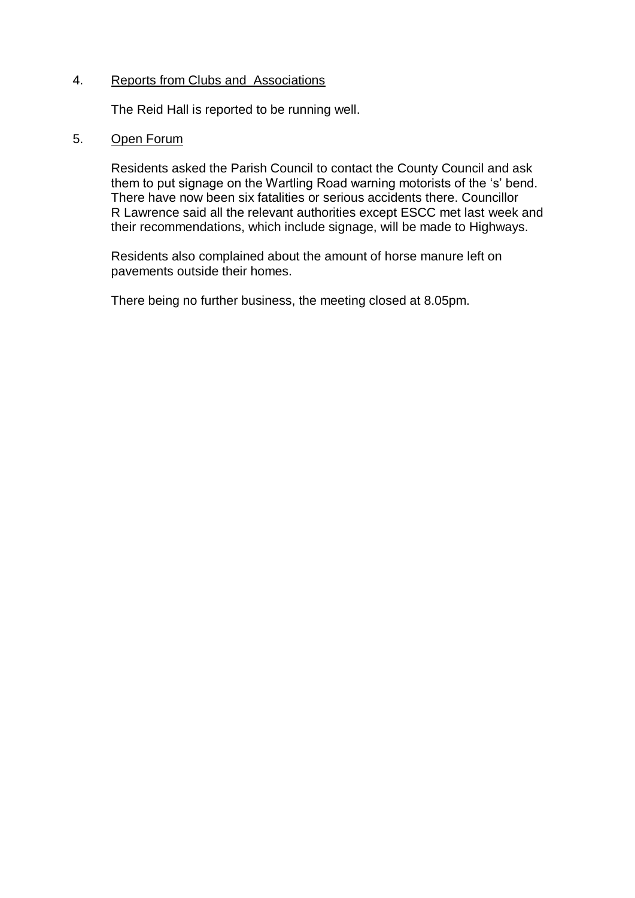4. Reports from Clubs and Associations

   The Reid Hall is reported to be running well.

5. Open Forum

   Residents asked the Parish Council to contact the County Council and ask them to put signage on the Wartling Road warning motorists of the 's' bend. There have now been six fatalities or serious accidents there. Councillor R Lawrence said all the relevant authorities except ESCC met last week and their recommendations, which include signage, will be made to Highways.

   Residents also complained about the amount of horse manure left on pavements outside their homes.

   There being no further business, the meeting closed at 8.05pm.